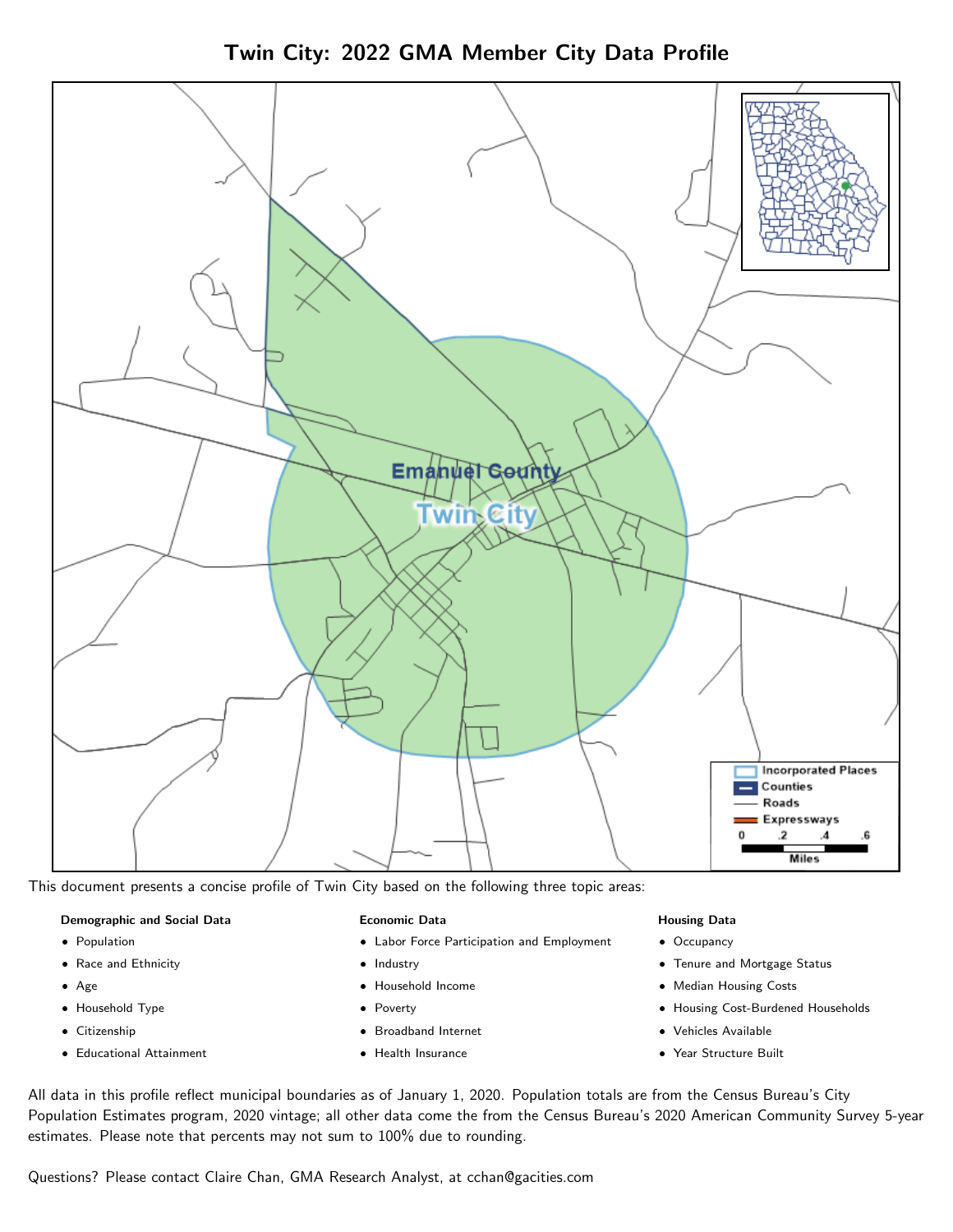# Twin City: 2022 GMA Member City Data Profile

This document presents a concise profile of Twin City based on the following three topic areas:

**Demographic and Social Data**

- Population
- Race and Ethnicity
- Age
- Household Type
- Citizenship
- Educational Attainment

**Economic Data**

- Labor Force Participation and Employment
- Industry
- Household Income
- Poverty
- Broadband Internet
- Health Insurance

**Housing Data**

- Occupancy
- Tenure and Mortgage Status
- Median Housing Costs
- Housing Cost-Burdened Households
- Vehicles Available
- Year Structure Built

All data in this profile reflect municipal boundaries as of January 1, 2020. Population totals are from the Census Bureau's City Population Estimates program, 2020 vintage; all other data come the from the Census Bureau's 2020 American Community Survey 5-year estimates. Please note that percents may not sum to 100% due to rounding.

Questions? Please contact Claire Chan, GMA Research Analyst, at cchan@gacities.com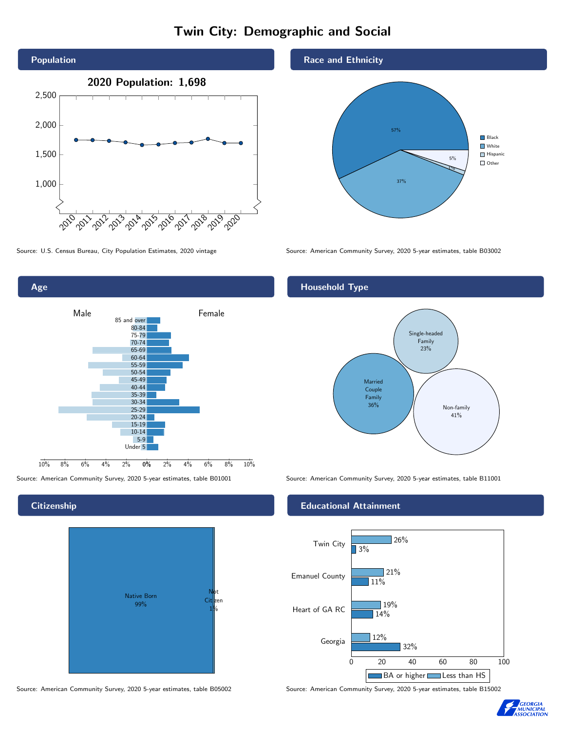# Twin City: Demographic and Social

## Population

2020 Population: 1,698

Source: U.S. Census Bureau, City Population Estimates, 2020 vintage

## Race and Ethnicity

| Race/Ethnicity | Percent |
|---|---|
| Black | 57% |
| White | 37% |
| Hispanic | 1% |
| Other | 5% |

Source: American Community Survey, 2020 5-year estimates, table B03002

## Age

Source: American Community Survey, 2020 5-year estimates, table B01001

## Household Type

| Household Type | Percent |
|---|---|
| Single-headed Family | 23% |
| Married Couple Family | 36% |
| Non-family | 41% |

Source: American Community Survey, 2020 5-year estimates, table B11001

## Citizenship

| Citizenship | Percent |
|---|---|
| Native Born | 99% |
| Not Citizen | 1% |

Source: American Community Survey, 2020 5-year estimates, table B05002

## Educational Attainment

| Area | Less than HS | BA or higher |
|---|---|---|
| Twin City | 26% | 3% |
| Emanuel County | 21% | 11% |
| Heart of GA RC | 19% | 14% |
| Georgia | 12% | 32% |

Source: American Community Survey, 2020 5-year estimates, table B15002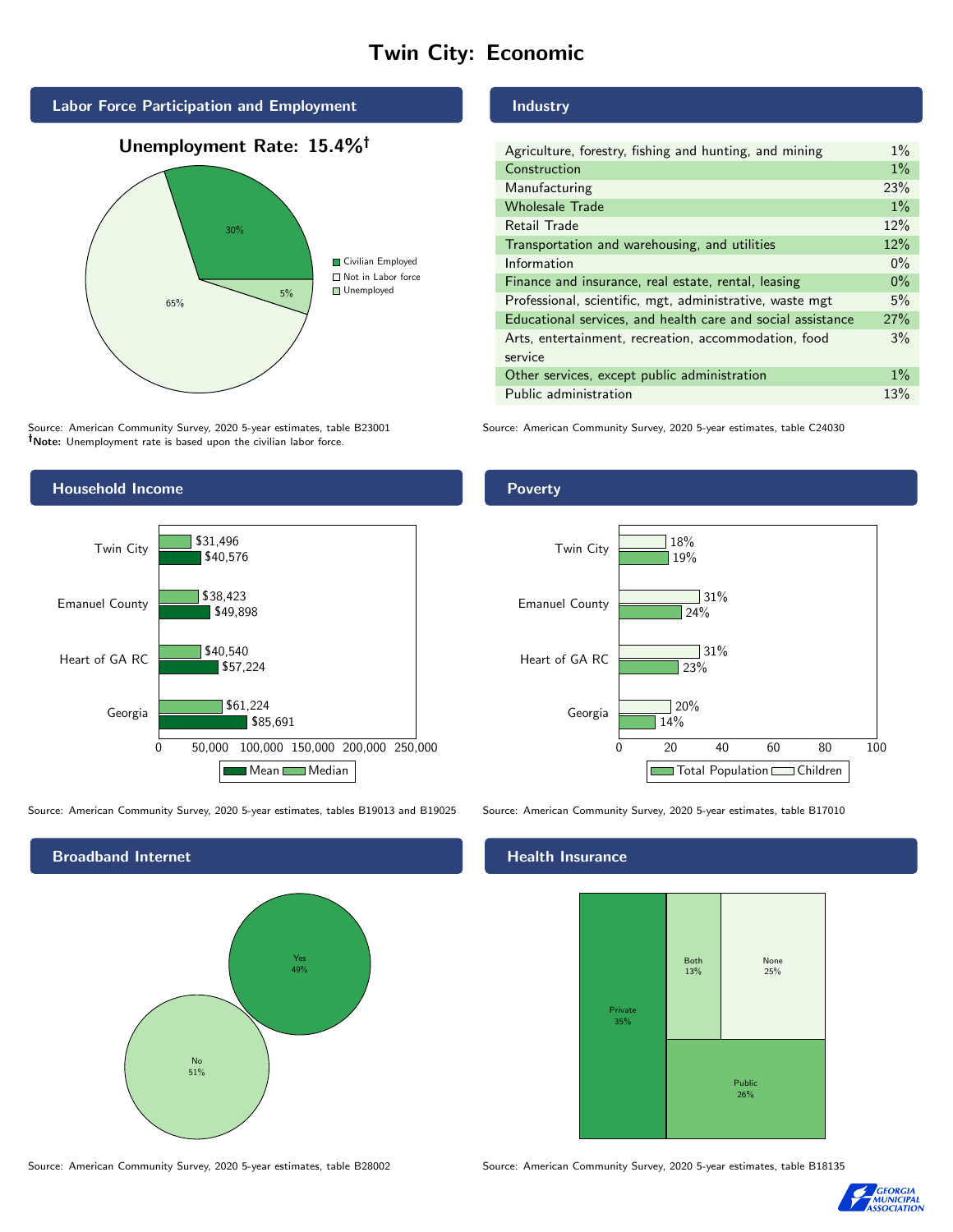# Twin City: Economic

## Labor Force Participation and Employment

**Unemployment Rate: 15.4%†**

| Category | Percent |
|---|---|
| Civilian Employed | 30% |
| Not in Labor force | 65% |
| Unemployed | 5% |

Source: American Community Survey, 2020 5-year estimates, table B23001
**†Note:** Unemployment rate is based upon the civilian labor force.

## Industry

| Industry | Percent |
|---|---|
| Agriculture, forestry, fishing and hunting, and mining | 1% |
| Construction | 1% |
| Manufacturing | 23% |
| Wholesale Trade | 1% |
| Retail Trade | 12% |
| Transportation and warehousing, and utilities | 12% |
| Information | 0% |
| Finance and insurance, real estate, rental, leasing | 0% |
| Professional, scientific, mgt, administrative, waste mgt | 5% |
| Educational services, and health care and social assistance | 27% |
| Arts, entertainment, recreation, accommodation, food service | 3% |
| Other services, except public administration | 1% |
| Public administration | 13% |

Source: American Community Survey, 2020 5-year estimates, table C24030

## Household Income

| Area | Median | Mean |
|---|---|---|
| Twin City | $31,496 | $40,576 |
| Emanuel County | $38,423 | $49,898 |
| Heart of GA RC | $40,540 | $57,224 |
| Georgia | $61,224 | $85,691 |

Source: American Community Survey, 2020 5-year estimates, tables B19013 and B19025

## Poverty

| Area | Children | Total Population |
|---|---|---|
| Twin City | 18% | 19% |
| Emanuel County | 31% | 24% |
| Heart of GA RC | 31% | 23% |
| Georgia | 20% | 14% |

Source: American Community Survey, 2020 5-year estimates, table B17010

## Broadband Internet

| Response | Percent |
|---|---|
| Yes | 49% |
| No | 51% |

Source: American Community Survey, 2020 5-year estimates, table B28002

## Health Insurance

| Type | Percent |
|---|---|
| Private | 35% |
| Both | 13% |
| None | 25% |
| Public | 26% |

Source: American Community Survey, 2020 5-year estimates, table B18135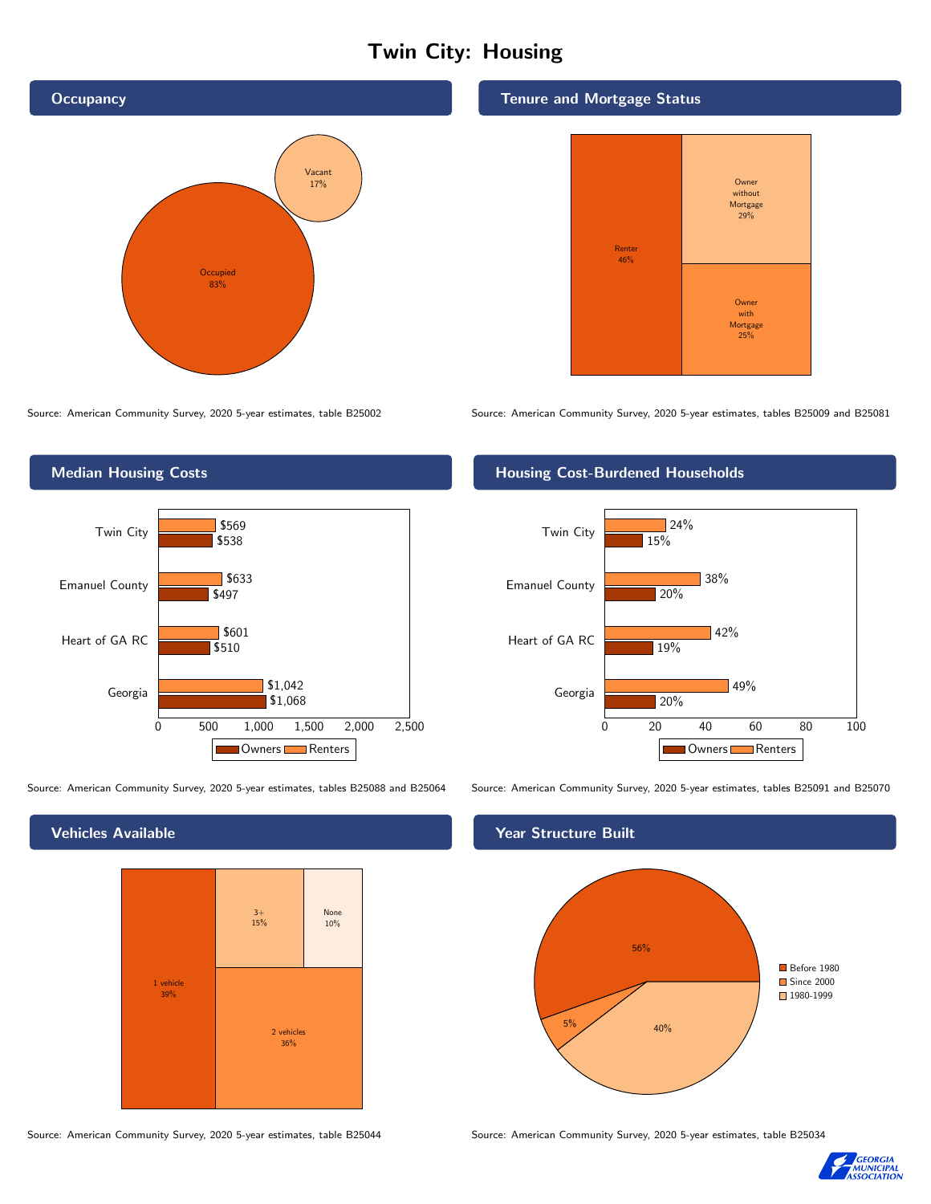# Twin City: Housing

## Occupancy

Vacant
17%

Occupied
83%

Source: American Community Survey, 2020 5-year estimates, table B25002

## Tenure and Mortgage Status

Renter
46%

Owner
without
Mortgage
29%

Owner
with
Mortgage
25%

Source: American Community Survey, 2020 5-year estimates, tables B25009 and B25081

## Median Housing Costs

Twin City
$569
$538

Emanuel County
$633
$497

Heart of GA RC
$601
$510

Georgia
$1,042
$1,068

0 500 1,000 1,500 2,000 2,500

Owners Renters

Source: American Community Survey, 2020 5-year estimates, tables B25088 and B25064

## Housing Cost-Burdened Households

Twin City
24%
15%

Emanuel County
38%
20%

Heart of GA RC
42%
19%

Georgia
49%
20%

0 20 40 60 80 100

Owners Renters

Source: American Community Survey, 2020 5-year estimates, tables B25091 and B25070

## Vehicles Available

1 vehicle
39%

3+
15%

None
10%

2 vehicles
36%

Source: American Community Survey, 2020 5-year estimates, table B25044

## Year Structure Built

56%

5%

40%

Before 1980
Since 2000
1980-1999

Source: American Community Survey, 2020 5-year estimates, table B25034